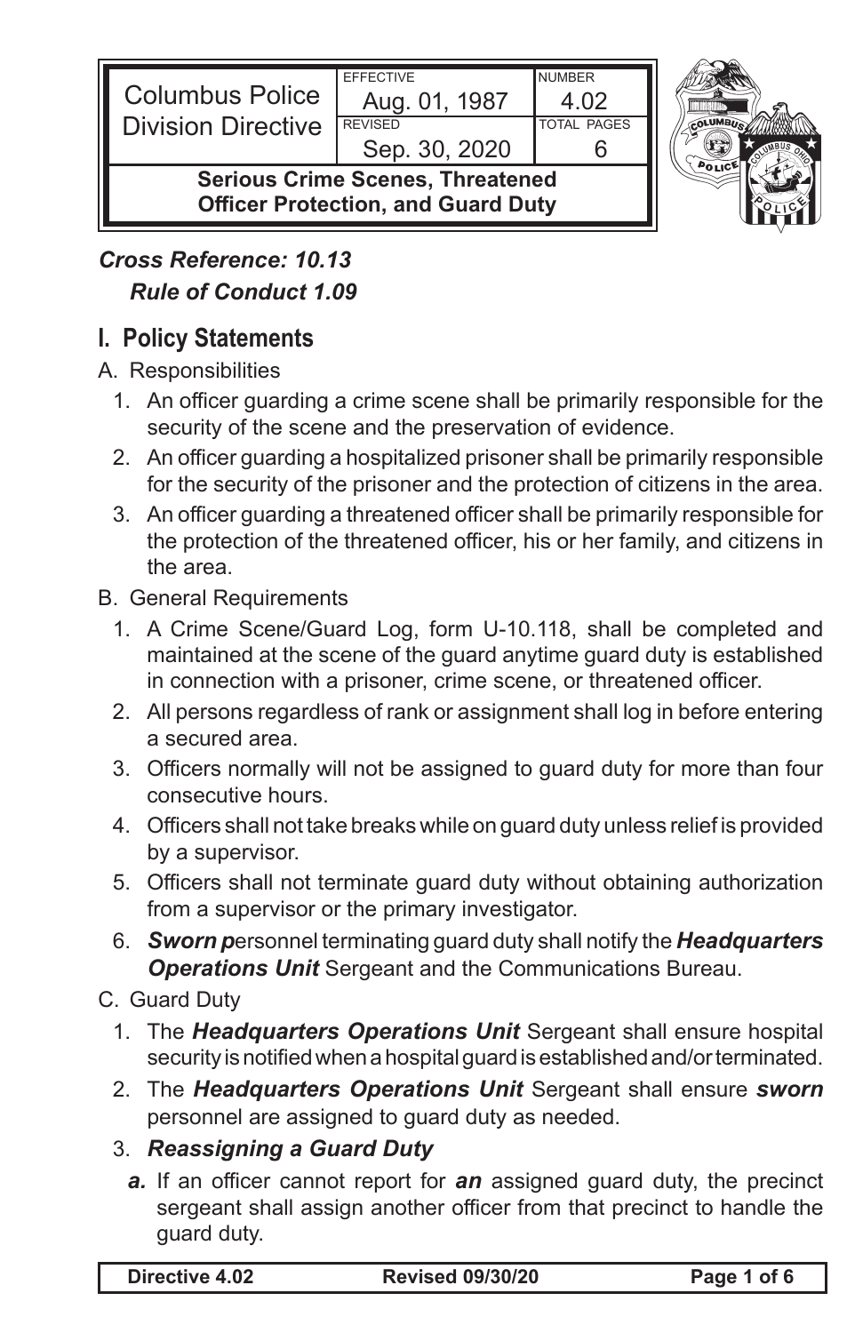| Columbus Police Division Directive | EFFECTIVE Aug. 01, 1987 | NUMBER 4.02 |
| --- | --- | --- |
| | REVISED Sep. 30, 2020 | TOTAL PAGES 6 |
| **Serious Crime Scenes, Threatened Officer Protection, and Guard Duty** | | |

***Cross Reference: 10.13***
***Rule of Conduct 1.09***

## I. Policy Statements

A. Responsibilities

1. An officer guarding a crime scene shall be primarily responsible for the security of the scene and the preservation of evidence.
2. An officer guarding a hospitalized prisoner shall be primarily responsible for the security of the prisoner and the protection of citizens in the area.
3. An officer guarding a threatened officer shall be primarily responsible for the protection of the threatened officer, his or her family, and citizens in the area.

B. General Requirements

1. A Crime Scene/Guard Log, form U-10.118, shall be completed and maintained at the scene of the guard anytime guard duty is established in connection with a prisoner, crime scene, or threatened officer.
2. All persons regardless of rank or assignment shall log in before entering a secured area.
3. Officers normally will not be assigned to guard duty for more than four consecutive hours.
4. Officers shall not take breaks while on guard duty unless relief is provided by a supervisor.
5. Officers shall not terminate guard duty without obtaining authorization from a supervisor or the primary investigator.
6. ***Sworn p***ersonnel terminating guard duty shall notify the ***Headquarters Operations Unit*** Sergeant and the Communications Bureau.

C. Guard Duty

1. The ***Headquarters Operations Unit*** Sergeant shall ensure hospital security is notified when a hospital guard is established and/or terminated.
2. The ***Headquarters Operations Unit*** Sergeant shall ensure ***sworn*** personnel are assigned to guard duty as needed.
3. ***Reassigning a Guard Duty***
   ***a.*** If an officer cannot report for ***an*** assigned guard duty, the precinct sergeant shall assign another officer from that precinct to handle the guard duty.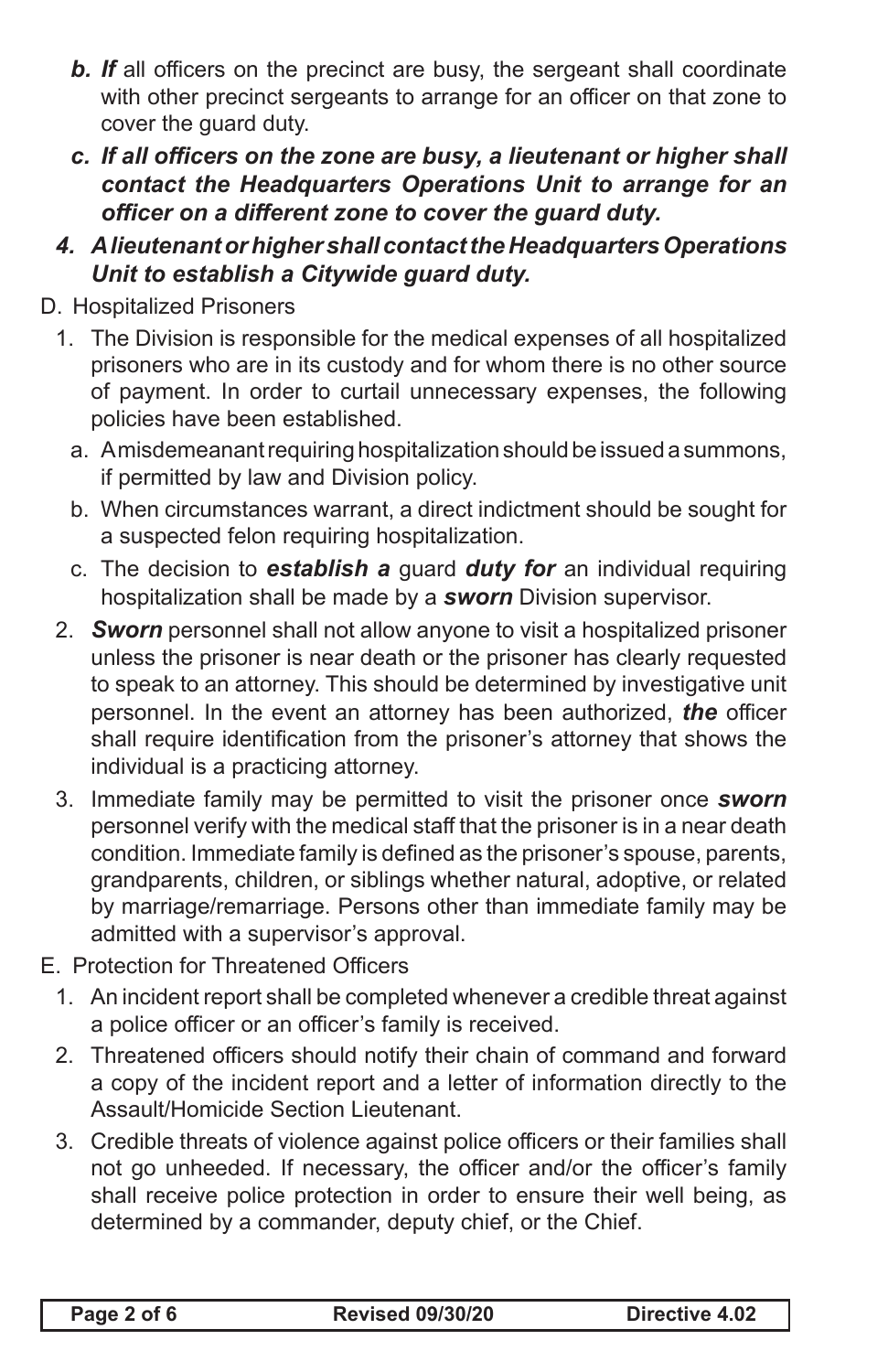b. ***If*** all officers on the precinct are busy, the sergeant shall coordinate with other precinct sergeants to arrange for an officer on that zone to cover the guard duty.

   c. ***If all officers on the zone are busy, a lieutenant or higher shall contact the Headquarters Operations Unit to arrange for an officer on a different zone to cover the guard duty.***

4. ***A lieutenant or higher shall contact the Headquarters Operations Unit to establish a Citywide guard duty.***

D. Hospitalized Prisoners

1. The Division is responsible for the medical expenses of all hospitalized prisoners who are in its custody and for whom there is no other source of payment. In order to curtail unnecessary expenses, the following policies have been established.

   a. A misdemeanant requiring hospitalization should be issued a summons, if permitted by law and Division policy.

   b. When circumstances warrant, a direct indictment should be sought for a suspected felon requiring hospitalization.

   c. The decision to ***establish a*** guard ***duty for*** an individual requiring hospitalization shall be made by a ***sworn*** Division supervisor.

2. ***Sworn*** personnel shall not allow anyone to visit a hospitalized prisoner unless the prisoner is near death or the prisoner has clearly requested to speak to an attorney. This should be determined by investigative unit personnel. In the event an attorney has been authorized, ***the*** officer shall require identification from the prisoner's attorney that shows the individual is a practicing attorney.

3. Immediate family may be permitted to visit the prisoner once ***sworn*** personnel verify with the medical staff that the prisoner is in a near death condition. Immediate family is defined as the prisoner's spouse, parents, grandparents, children, or siblings whether natural, adoptive, or related by marriage/remarriage. Persons other than immediate family may be admitted with a supervisor's approval.

E. Protection for Threatened Officers

1. An incident report shall be completed whenever a credible threat against a police officer or an officer's family is received.

2. Threatened officers should notify their chain of command and forward a copy of the incident report and a letter of information directly to the Assault/Homicide Section Lieutenant.

3. Credible threats of violence against police officers or their families shall not go unheeded. If necessary, the officer and/or the officer's family shall receive police protection in order to ensure their well being, as determined by a commander, deputy chief, or the Chief.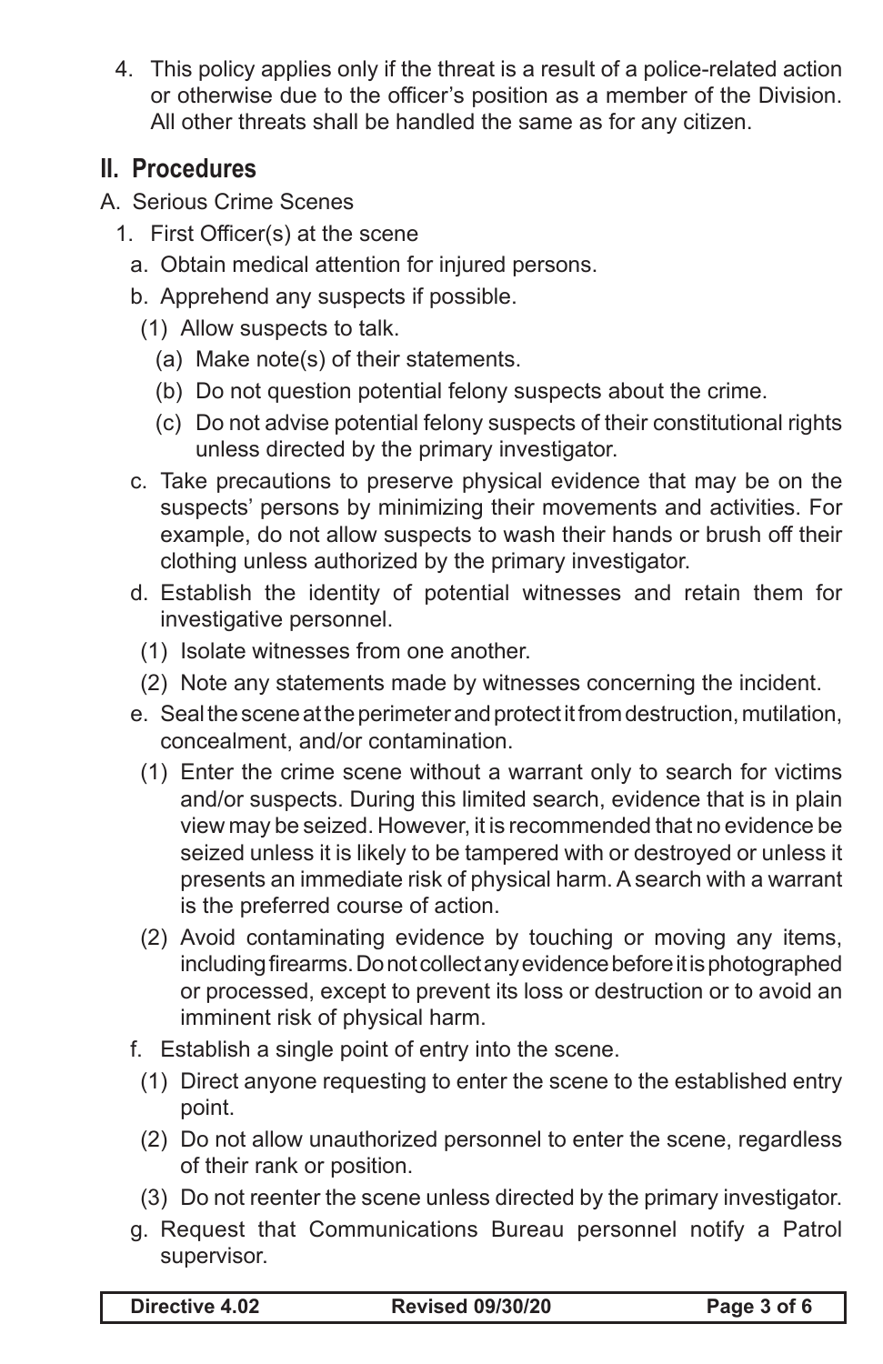4. This policy applies only if the threat is a result of a police-related action or otherwise due to the officer's position as a member of the Division. All other threats shall be handled the same as for any citizen.

## II. Procedures

A. Serious Crime Scenes

1. First Officer(s) at the scene
   a. Obtain medical attention for injured persons.
   b. Apprehend any suspects if possible.
      (1) Allow suspects to talk.
         (a) Make note(s) of their statements.
         (b) Do not question potential felony suspects about the crime.
         (c) Do not advise potential felony suspects of their constitutional rights unless directed by the primary investigator.
   c. Take precautions to preserve physical evidence that may be on the suspects' persons by minimizing their movements and activities. For example, do not allow suspects to wash their hands or brush off their clothing unless authorized by the primary investigator.
   d. Establish the identity of potential witnesses and retain them for investigative personnel.
      (1) Isolate witnesses from one another.
      (2) Note any statements made by witnesses concerning the incident.
   e. Seal the scene at the perimeter and protect it from destruction, mutilation, concealment, and/or contamination.
      (1) Enter the crime scene without a warrant only to search for victims and/or suspects. During this limited search, evidence that is in plain view may be seized. However, it is recommended that no evidence be seized unless it is likely to be tampered with or destroyed or unless it presents an immediate risk of physical harm. A search with a warrant is the preferred course of action.
      (2) Avoid contaminating evidence by touching or moving any items, including firearms. Do not collect any evidence before it is photographed or processed, except to prevent its loss or destruction or to avoid an imminent risk of physical harm.
   f. Establish a single point of entry into the scene.
      (1) Direct anyone requesting to enter the scene to the established entry point.
      (2) Do not allow unauthorized personnel to enter the scene, regardless of their rank or position.
      (3) Do not reenter the scene unless directed by the primary investigator.
   g. Request that Communications Bureau personnel notify a Patrol supervisor.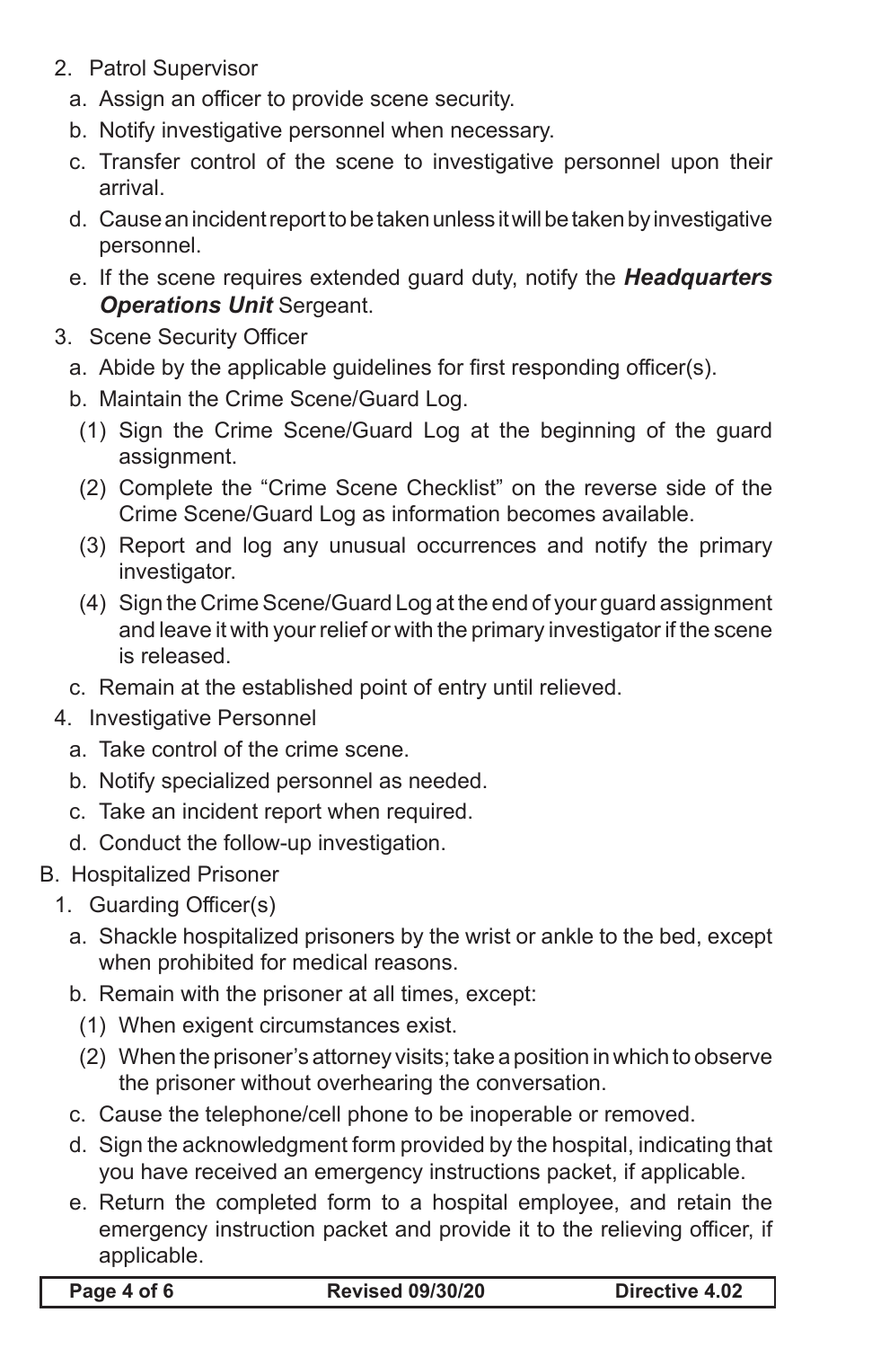2. Patrol Supervisor
   a. Assign an officer to provide scene security.
   b. Notify investigative personnel when necessary.
   c. Transfer control of the scene to investigative personnel upon their arrival.
   d. Cause an incident report to be taken unless it will be taken by investigative personnel.
   e. If the scene requires extended guard duty, notify the ***Headquarters Operations Unit*** Sergeant.
3. Scene Security Officer
   a. Abide by the applicable guidelines for first responding officer(s).
   b. Maintain the Crime Scene/Guard Log.
      (1) Sign the Crime Scene/Guard Log at the beginning of the guard assignment.
      (2) Complete the "Crime Scene Checklist" on the reverse side of the Crime Scene/Guard Log as information becomes available.
      (3) Report and log any unusual occurrences and notify the primary investigator.
      (4) Sign the Crime Scene/Guard Log at the end of your guard assignment and leave it with your relief or with the primary investigator if the scene is released.
   c. Remain at the established point of entry until relieved.
4. Investigative Personnel
   a. Take control of the crime scene.
   b. Notify specialized personnel as needed.
   c. Take an incident report when required.
   d. Conduct the follow-up investigation.

B. Hospitalized Prisoner
1. Guarding Officer(s)
   a. Shackle hospitalized prisoners by the wrist or ankle to the bed, except when prohibited for medical reasons.
   b. Remain with the prisoner at all times, except:
      (1) When exigent circumstances exist.
      (2) When the prisoner's attorney visits; take a position in which to observe the prisoner without overhearing the conversation.
   c. Cause the telephone/cell phone to be inoperable or removed.
   d. Sign the acknowledgment form provided by the hospital, indicating that you have received an emergency instructions packet, if applicable.
   e. Return the completed form to a hospital employee, and retain the emergency instruction packet and provide it to the relieving officer, if applicable.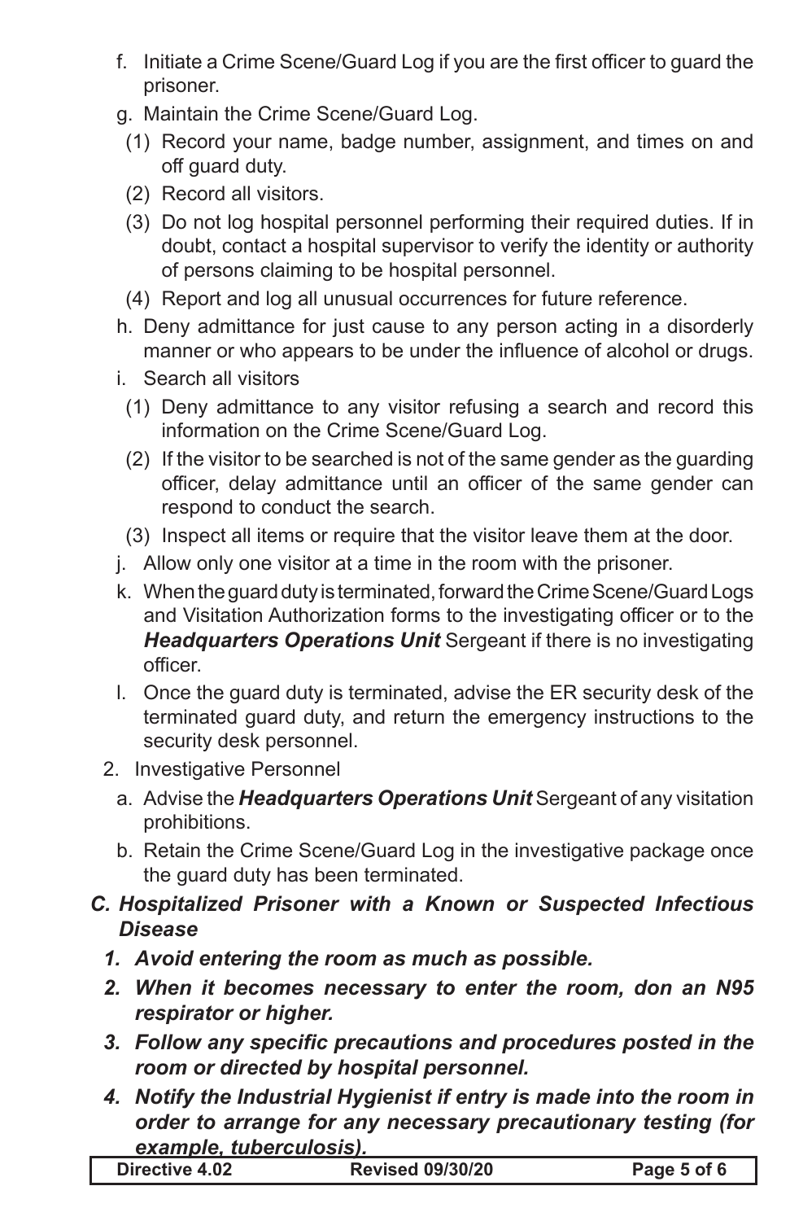f. Initiate a Crime Scene/Guard Log if you are the first officer to guard the prisoner.

g. Maintain the Crime Scene/Guard Log.

(1) Record your name, badge number, assignment, and times on and off guard duty.

(2) Record all visitors.

(3) Do not log hospital personnel performing their required duties. If in doubt, contact a hospital supervisor to verify the identity or authority of persons claiming to be hospital personnel.

(4) Report and log all unusual occurrences for future reference.

h. Deny admittance for just cause to any person acting in a disorderly manner or who appears to be under the influence of alcohol or drugs.

i. Search all visitors

(1) Deny admittance to any visitor refusing a search and record this information on the Crime Scene/Guard Log.

(2) If the visitor to be searched is not of the same gender as the guarding officer, delay admittance until an officer of the same gender can respond to conduct the search.

(3) Inspect all items or require that the visitor leave them at the door.

j. Allow only one visitor at a time in the room with the prisoner.

k. When the guard duty is terminated, forward the Crime Scene/Guard Logs and Visitation Authorization forms to the investigating officer or to the ***Headquarters Operations Unit*** Sergeant if there is no investigating officer.

l. Once the guard duty is terminated, advise the ER security desk of the terminated guard duty, and return the emergency instructions to the security desk personnel.

2. Investigative Personnel

a. Advise the ***Headquarters Operations Unit*** Sergeant of any visitation prohibitions.

b. Retain the Crime Scene/Guard Log in the investigative package once the guard duty has been terminated.

***C. Hospitalized Prisoner with a Known or Suspected Infectious Disease***

***1. Avoid entering the room as much as possible.***

***2. When it becomes necessary to enter the room, don an N95 respirator or higher.***

***3. Follow any specific precautions and procedures posted in the room or directed by hospital personnel.***

***4. Notify the Industrial Hygienist if entry is made into the room in order to arrange for any necessary precautionary testing (for example, tuberculosis).***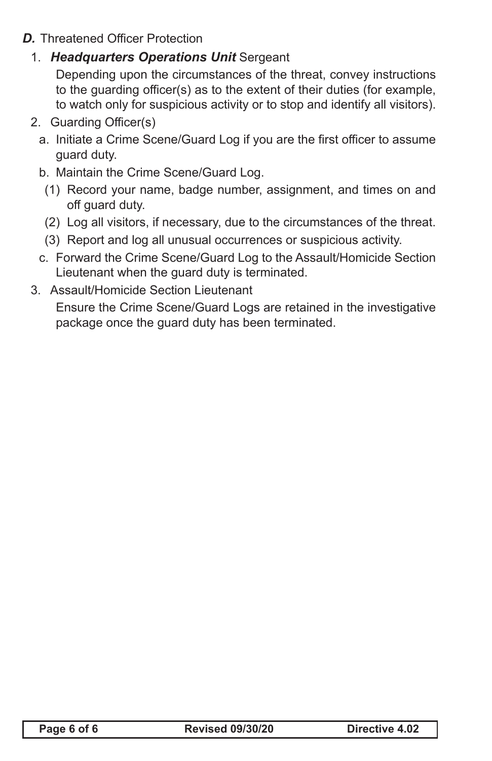***D.*** Threatened Officer Protection

1. ***Headquarters Operations Unit*** Sergeant

   Depending upon the circumstances of the threat, convey instructions to the guarding officer(s) as to the extent of their duties (for example, to watch only for suspicious activity or to stop and identify all visitors).

2. Guarding Officer(s)

   a. Initiate a Crime Scene/Guard Log if you are the first officer to assume guard duty.

   b. Maintain the Crime Scene/Guard Log.

      (1) Record your name, badge number, assignment, and times on and off guard duty.

      (2) Log all visitors, if necessary, due to the circumstances of the threat.

      (3) Report and log all unusual occurrences or suspicious activity.

   c. Forward the Crime Scene/Guard Log to the Assault/Homicide Section Lieutenant when the guard duty is terminated.

3. Assault/Homicide Section Lieutenant

   Ensure the Crime Scene/Guard Logs are retained in the investigative package once the guard duty has been terminated.